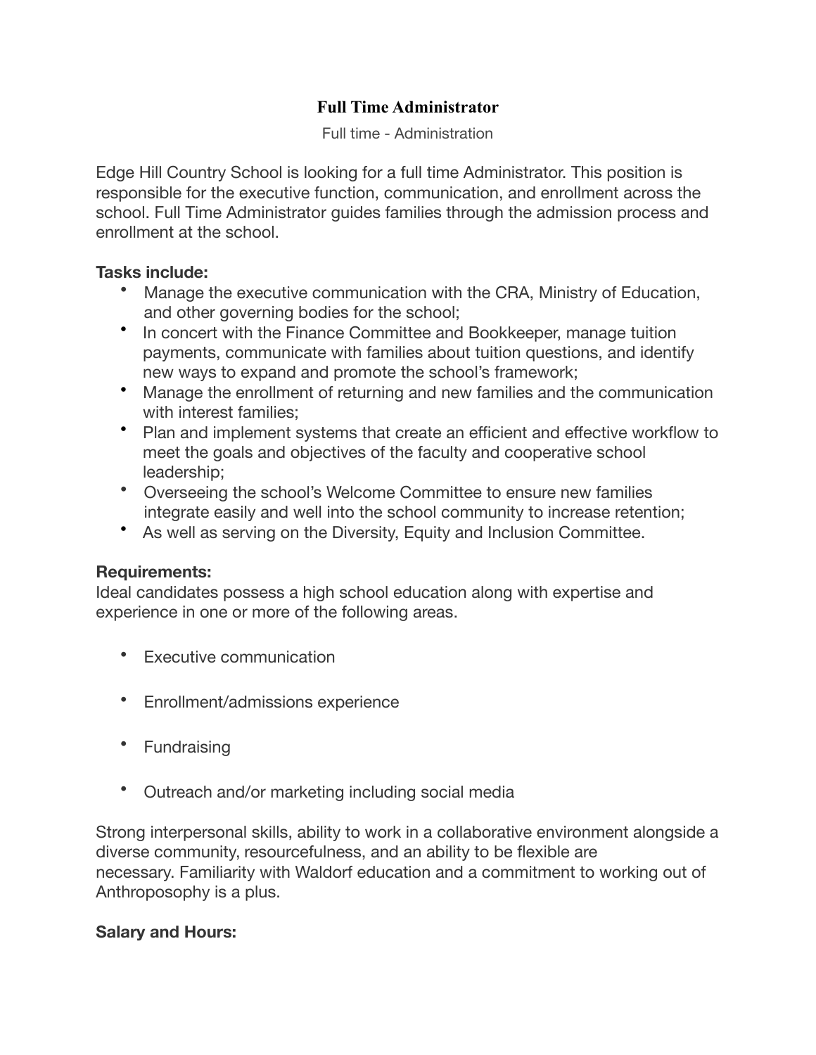# Full Time Administrator

Full time - Administration

Edge Hill Country School is looking for a full time Administrator. This position is responsible for the executive function, communication, and enrollment across the school. Full Time Administrator guides families through the admission process and enrollment at the school.

**Tasks include:**

- Manage the executive communication with the CRA, Ministry of Education, and other governing bodies for the school;
- In concert with the Finance Committee and Bookkeeper, manage tuition payments, communicate with families about tuition questions, and identify new ways to expand and promote the school's framework;
- Manage the enrollment of returning and new families and the communication with interest families;
- Plan and implement systems that create an efficient and effective workflow to meet the goals and objectives of the faculty and cooperative school leadership;
- Overseeing the school's Welcome Committee to ensure new families integrate easily and well into the school community to increase retention;
- As well as serving on the Diversity, Equity and Inclusion Committee.

**Requirements:**

Ideal candidates possess a high school education along with expertise and experience in one or more of the following areas.

- Executive communication
- Enrollment/admissions experience
- Fundraising
- Outreach and/or marketing including social media

Strong interpersonal skills, ability to work in a collaborative environment alongside a diverse community, resourcefulness, and an ability to be flexible are necessary. Familiarity with Waldorf education and a commitment to working out of Anthroposophy is a plus.

**Salary and Hours:**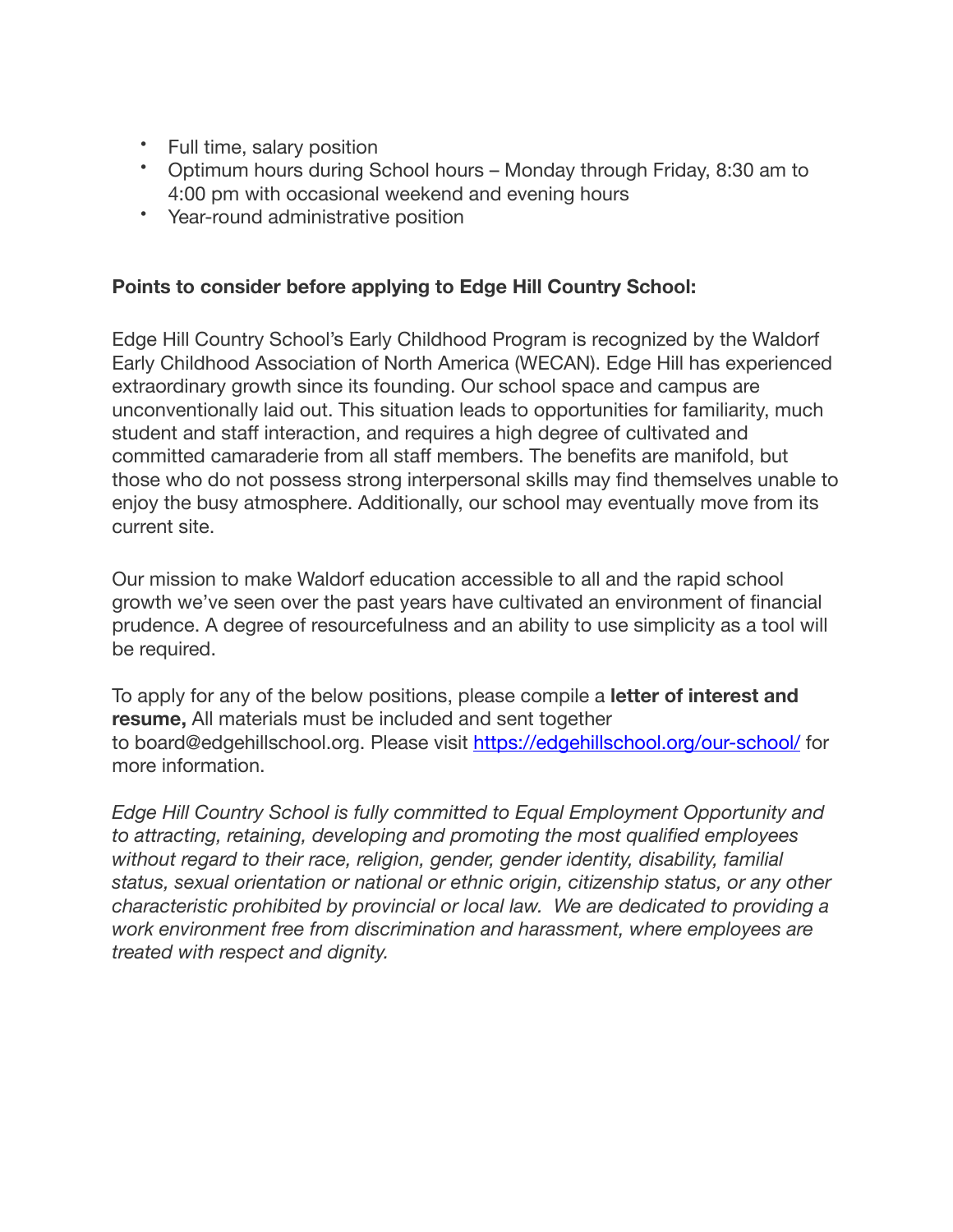- Full time, salary position
- Optimum hours during School hours – Monday through Friday, 8:30 am to 4:00 pm with occasional weekend and evening hours
- Year-round administrative position

**Points to consider before applying to Edge Hill Country School:**

Edge Hill Country School's Early Childhood Program is recognized by the Waldorf Early Childhood Association of North America (WECAN). Edge Hill has experienced extraordinary growth since its founding. Our school space and campus are unconventionally laid out. This situation leads to opportunities for familiarity, much student and staff interaction, and requires a high degree of cultivated and committed camaraderie from all staff members. The benefits are manifold, but those who do not possess strong interpersonal skills may find themselves unable to enjoy the busy atmosphere. Additionally, our school may eventually move from its current site.

Our mission to make Waldorf education accessible to all and the rapid school growth we've seen over the past years have cultivated an environment of financial prudence. A degree of resourcefulness and an ability to use simplicity as a tool will be required.

To apply for any of the below positions, please compile a **letter of interest and resume,** All materials must be included and sent together to board@edgehillschool.org. Please visit [https://edgehillschool.org/our-school/](https://edgehillschool.org/our-school/) for more information.

*Edge Hill Country School is fully committed to Equal Employment Opportunity and to attracting, retaining, developing and promoting the most qualified employees without regard to their race, religion, gender, gender identity, disability, familial status, sexual orientation or national or ethnic origin, citizenship status, or any other characteristic prohibited by provincial or local law. We are dedicated to providing a work environment free from discrimination and harassment, where employees are treated with respect and dignity.*